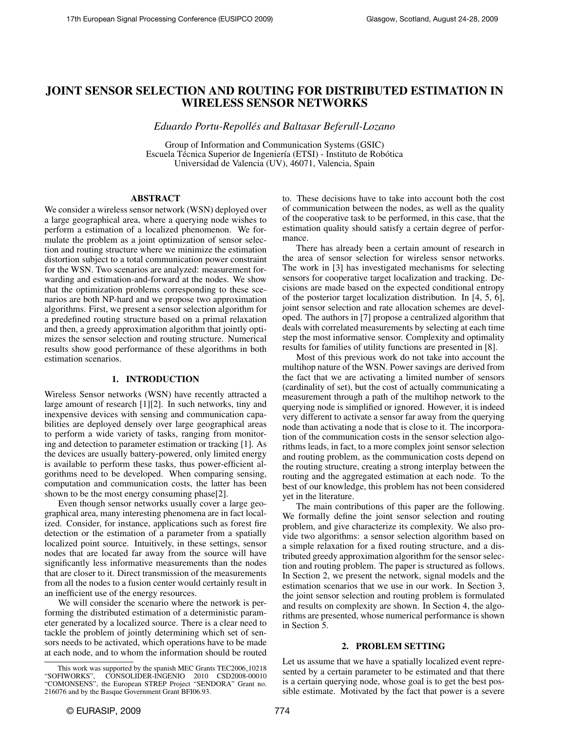# JOINT SENSOR SELECTION AND ROUTING FOR DISTRIBUTED ESTIMATION IN WIRELESS SENSOR NETWORKS

*Eduardo Portu-Repollés and Baltasar Beferull-Lozano*

Group of Information and Communication Systems (GSIC)
Escuela Técnica Superior de Ingeniería (ETSI) - Instituto de Robótica
Universidad de Valencia (UV), 46071, Valencia, Spain

## ABSTRACT

We consider a wireless sensor network (WSN) deployed over a large geographical area, where a querying node wishes to perform a estimation of a localized phenomenon. We formulate the problem as a joint optimization of sensor selection and routing structure where we minimize the estimation distortion subject to a total communication power constraint for the WSN. Two scenarios are analyzed: measurement forwarding and estimation-and-forward at the nodes. We show that the optimization problems corresponding to these scenarios are both NP-hard and we propose two approximation algorithms. First, we present a sensor selection algorithm for a predefined routing structure based on a primal relaxation and then, a greedy approximation algorithm that jointly optimizes the sensor selection and routing structure. Numerical results show good performance of these algorithms in both estimation scenarios.

## 1. INTRODUCTION

Wireless Sensor networks (WSN) have recently attracted a large amount of research [1][2]. In such networks, tiny and inexpensive devices with sensing and communication capabilities are deployed densely over large geographical areas to perform a wide variety of tasks, ranging from monitoring and detection to parameter estimation or tracking [1]. As the devices are usually battery-powered, only limited energy is available to perform these tasks, thus power-efficient algorithms need to be developed. When comparing sensing, computation and communication costs, the latter has been shown to be the most energy consuming phase[2].

Even though sensor networks usually cover a large geographical area, many interesting phenomena are in fact localized. Consider, for instance, applications such as forest fire detection or the estimation of a parameter from a spatially localized point source. Intuitively, in these settings, sensor nodes that are located far away from the source will have significantly less informative measurements than the nodes that are closer to it. Direct transmission of the measurements from all the nodes to a fusion center would certainly result in an inefficient use of the energy resources.

We will consider the scenario where the network is performing the distributed estimation of a deterministic parameter generated by a localized source. There is a clear need to tackle the problem of jointly determining which set of sensors needs to be activated, which operations have to be made at each node, and to whom the information should be routed to. These decisions have to take into account both the cost of communication between the nodes, as well as the quality of the cooperative task to be performed, in this case, that the estimation quality should satisfy a certain degree of performance.

There has already been a certain amount of research in the area of sensor selection for wireless sensor networks. The work in [3] has investigated mechanisms for selecting sensors for cooperative target localization and tracking. Decisions are made based on the expected conditional entropy of the posterior target localization distribution. In [4, 5, 6], joint sensor selection and rate allocation schemes are developed. The authors in [7] propose a centralized algorithm that deals with correlated measurements by selecting at each time step the most informative sensor. Complexity and optimality results for families of utility functions are presented in [8].

Most of this previous work do not take into account the multihop nature of the WSN. Power savings are derived from the fact that we are activating a limited number of sensors (cardinality of set), but the cost of actually communicating a measurement through a path of the multihop network to the querying node is simplified or ignored. However, it is indeed very different to activate a sensor far away from the querying node than activating a node that is close to it. The incorporation of the communication costs in the sensor selection algorithms leads, in fact, to a more complex joint sensor selection and routing problem, as the communication costs depend on the routing structure, creating a strong interplay between the routing and the aggregated estimation at each node. To the best of our knowledge, this problem has not been considered yet in the literature.

The main contributions of this paper are the following. We formally define the joint sensor selection and routing problem, and give characterize its complexity. We also provide two algorithms: a sensor selection algorithm based on a simple relaxation for a fixed routing structure, and a distributed greedy approximation algorithm for the sensor selection and routing problem. The paper is structured as follows. In Section 2, we present the network, signal models and the estimation scenarios that we use in our work. In Section 3, the joint sensor selection and routing problem is formulated and results on complexity are shown. In Section 4, the algorithms are presented, whose numerical performance is shown in Section 5.

## 2. PROBLEM SETTING

Let us assume that we have a spatially localized event represented by a certain parameter to be estimated and that there is a certain querying node, whose goal is to get the best possible estimate. Motivated by the fact that power is a severe

---

This work was supported by the spanish MEC Grants TEC2006_10218 "SOFIWORKS", CONSOLIDER-INGENIO 2010 CSD2008-00010 "COMONSENS", the European STREP Project "SENDORA" Grant no. 216076 and by the Basque Government Grant BFI06.93.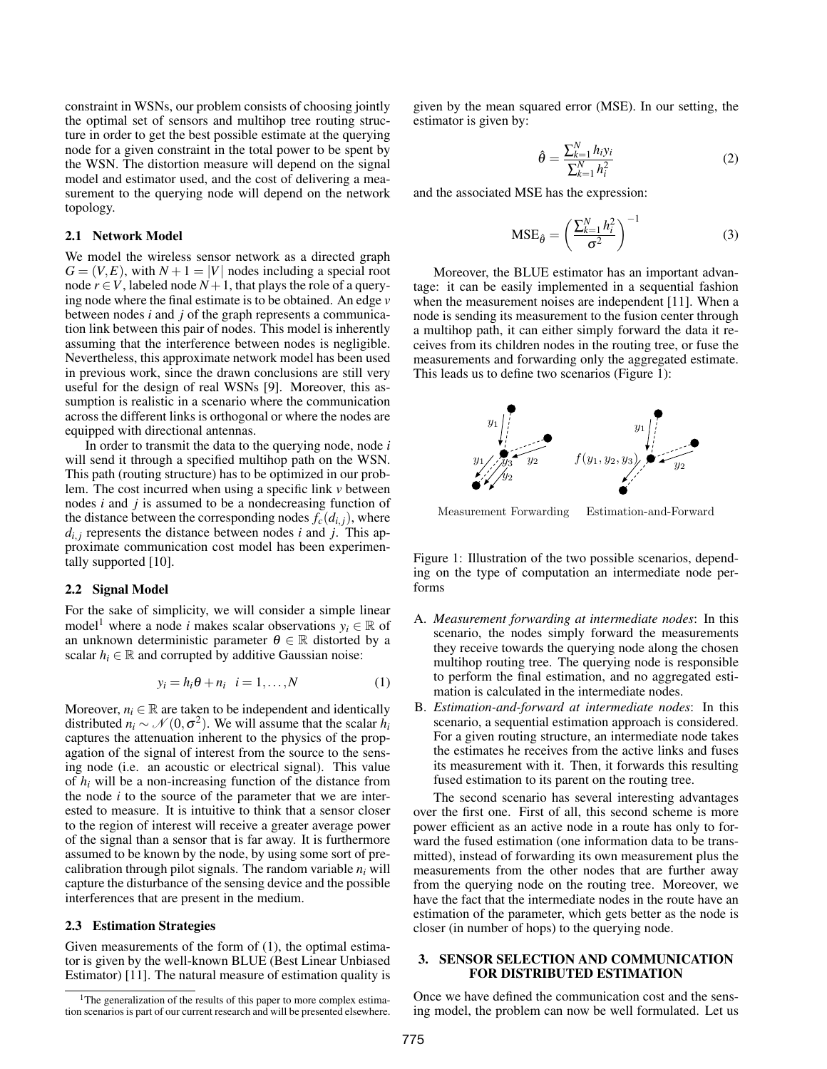constraint in WSNs, our problem consists of choosing jointly the optimal set of sensors and multihop tree routing structure in order to get the best possible estimate at the querying node for a given constraint in the total power to be spent by the WSN. The distortion measure will depend on the signal model and estimator used, and the cost of delivering a measurement to the querying node will depend on the network topology.

### 2.1 Network Model

We model the wireless sensor network as a directed graph $G = (V,E)$, with $N+1 = |V|$ nodes including a special root node $r \in V$, labeled node $N+1$, that plays the role of a querying node where the final estimate is to be obtained. An edge $v$ between nodes $i$ and $j$ of the graph represents a communication link between this pair of nodes. This model is inherently assuming that the interference between nodes is negligible. Nevertheless, this approximate network model has been used in previous work, since the drawn conclusions are still very useful for the design of real WSNs [9]. Moreover, this assumption is realistic in a scenario where the communication across the different links is orthogonal or where the nodes are equipped with directional antennas.

In order to transmit the data to the querying node, node $i$ will send it through a specified multihop path on the WSN. This path (routing structure) has to be optimized in our problem. The cost incurred when using a specific link $v$ between nodes $i$ and $j$ is assumed to be a nondecreasing function of the distance between the corresponding nodes $f_c(d_{i,j})$, where $d_{i,j}$ represents the distance between nodes $i$ and $j$. This approximate communication cost model has been experimentally supported [10].

### 2.2 Signal Model

For the sake of simplicity, we will consider a simple linear model[1] where a node $i$ makes scalar observations $y_i \in \mathbb{R}$ of an unknown deterministic parameter $\theta \in \mathbb{R}$ distorted by a scalar $h_i \in \mathbb{R}$ and corrupted by additive Gaussian noise:

$$y_i = h_i\theta + n_i \quad i = 1,\ldots,N \tag{1}$$

Moreover, $n_i \in \mathbb{R}$ are taken to be independent and identically distributed $n_i \sim \mathcal{N}(0,\sigma^2)$. We will assume that the scalar $h_i$ captures the attenuation inherent to the physics of the propagation of the signal of interest from the source to the sensing node (i.e. an acoustic or electrical signal). This value of $h_i$ will be a non-increasing function of the distance from the node $i$ to the source of the parameter that we are interested to measure. It is intuitive to think that a sensor closer to the region of interest will receive a greater average power of the signal than a sensor that is far away. It is furthermore assumed to be known by the node, by using some sort of precalibration through pilot signals. The random variable $n_i$ will capture the disturbance of the sensing device and the possible interferences that are present in the medium.

### 2.3 Estimation Strategies

Given measurements of the form of (1), the optimal estimator is given by the well-known BLUE (Best Linear Unbiased Estimator) [11]. The natural measure of estimation quality is given by the mean squared error (MSE). In our setting, the estimator is given by:

$$\hat{\theta} = \frac{\sum_{k=1}^{N} h_i y_i}{\sum_{k=1}^{N} h_i^2} \tag{2}$$

and the associated MSE has the expression:

$$\text{MSE}_{\hat{\theta}} = \left( \frac{\sum_{k=1}^{N} h_i^2}{\sigma^2} \right)^{-1} \tag{3}$$

Moreover, the BLUE estimator has an important advantage: it can be easily implemented in a sequential fashion when the measurement noises are independent [11]. When a node is sending its measurement to the fusion center through a multihop path, it can either simply forward the data it receives from its children nodes in the routing tree, or fuse the measurements and forwarding only the aggregated estimate. This leads us to define two scenarios (Figure 1):

Figure 1: Illustration of the two possible scenarios, depending on the type of computation an intermediate node performs

A. *Measurement forwarding at intermediate nodes*: In this scenario, the nodes simply forward the measurements they receive towards the querying node along the chosen multihop routing tree. The querying node is responsible to perform the final estimation, and no aggregated estimation is calculated in the intermediate nodes.

B. *Estimation-and-forward at intermediate nodes*: In this scenario, a sequential estimation approach is considered. For a given routing structure, an intermediate node takes the estimates he receives from the active links and fuses its measurement with it. Then, it forwards this resulting fused estimation to its parent on the routing tree.

The second scenario has several interesting advantages over the first one. First of all, this second scheme is more power efficient as an active node in a route has only to forward the fused estimation (one information data to be transmitted), instead of forwarding its own measurement plus the measurements from the other nodes that are further away from the querying node on the routing tree. Moreover, we have the fact that the intermediate nodes in the route have an estimation of the parameter, which gets better as the node is closer (in number of hops) to the querying node.

## 3. SENSOR SELECTION AND COMMUNICATION FOR DISTRIBUTED ESTIMATION

Once we have defined the communication cost and the sensing model, the problem can now be well formulated. Let us

[1] The generalization of the results of this paper to more complex estimation scenarios is part of our current research and will be presented elsewhere.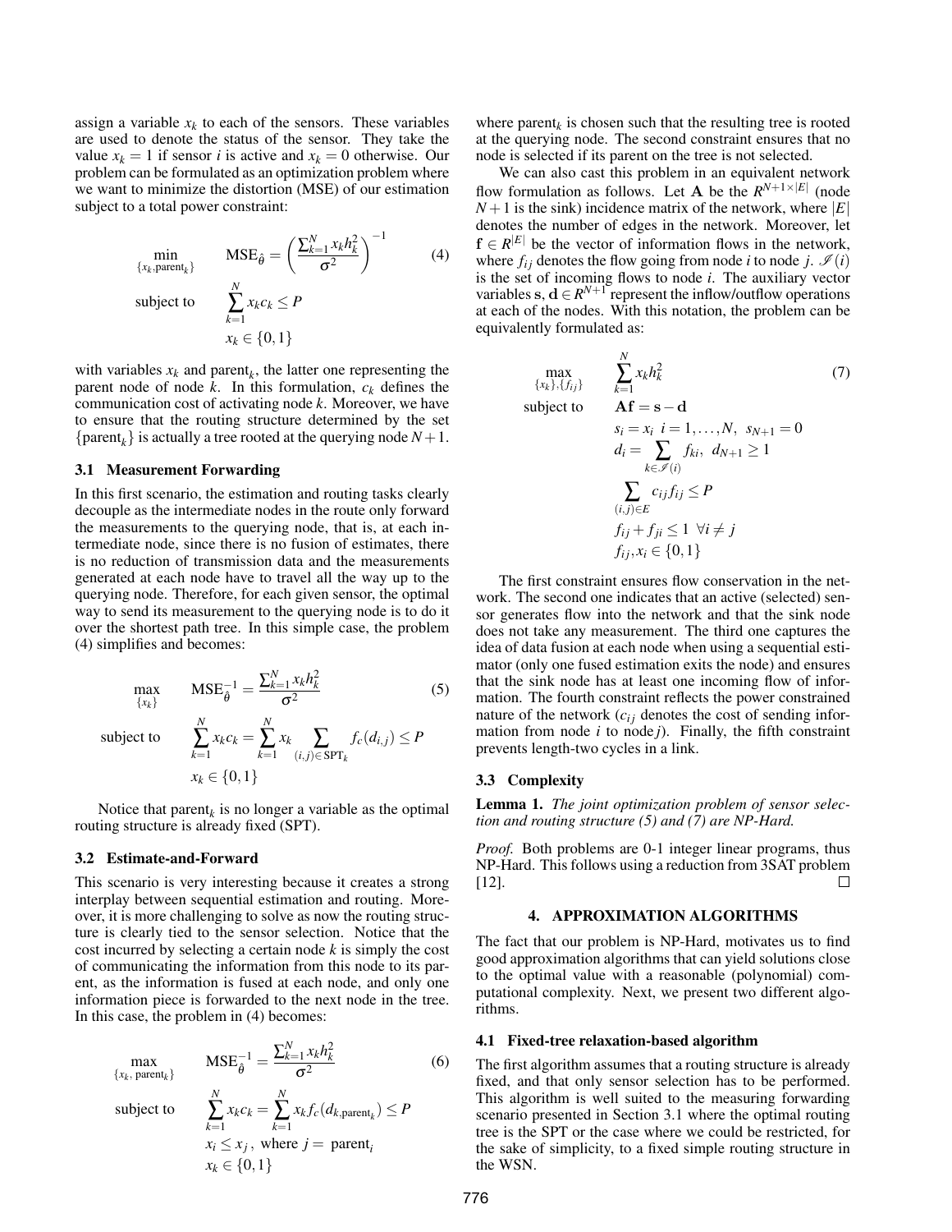assign a variable $x_k$ to each of the sensors. These variables are used to denote the status of the sensor. They take the value $x_k = 1$ if sensor $i$ is active and $x_k = 0$ otherwise. Our problem can be formulated as an optimization problem where we want to minimize the distortion (MSE) of our estimation subject to a total power constraint:

$$
\begin{aligned}
\min_{\{x_k, \text{parent}_k\}} \quad & \text{MSE}_{\hat{\theta}} = \left( \frac{\sum_{k=1}^{N} x_k h_k^2}{\sigma^2} \right)^{-1} \qquad (4) \\
\text{subject to} \quad & \sum_{k=1}^{N} x_k c_k \leq P \\
& x_k \in \{0,1\}
\end{aligned}
$$

with variables $x_k$ and $\text{parent}_k$, the latter one representing the parent node of node $k$. In this formulation, $c_k$ defines the communication cost of activating node $k$. Moreover, we have to ensure that the routing structure determined by the set $\{\text{parent}_k\}$ is actually a tree rooted at the querying node $N+1$.

### 3.1 Measurement Forwarding

In this first scenario, the estimation and routing tasks clearly decouple as the intermediate nodes in the route only forward the measurements to the querying node, that is, at each intermediate node, since there is no fusion of estimates, there is no reduction of transmission data and the measurements generated at each node have to travel all the way up to the querying node. Therefore, for each given sensor, the optimal way to send its measurement to the querying node is to do it over the shortest path tree. In this simple case, the problem (4) simplifies and becomes:

$$
\begin{aligned}
\max_{\{x_k\}} \quad & \text{MSE}_{\hat{\theta}}^{-1} = \frac{\sum_{k=1}^{N} x_k h_k^2}{\sigma^2} \qquad (5) \\
\text{subject to} \quad & \sum_{k=1}^{N} x_k c_k = \sum_{k=1}^{N} x_k \sum_{(i,j) \in \text{SPT}_k} f_c(d_{i,j}) \leq P \\
& x_k \in \{0,1\}
\end{aligned}
$$

Notice that $\text{parent}_k$ is no longer a variable as the optimal routing structure is already fixed (SPT).

### 3.2 Estimate-and-Forward

This scenario is very interesting because it creates a strong interplay between sequential estimation and routing. Moreover, it is more challenging to solve as now the routing structure is clearly tied to the sensor selection. Notice that the cost incurred by selecting a certain node $k$ is simply the cost of communicating the information from this node to its parent, as the information is fused at each node, and only one information piece is forwarded to the next node in the tree. In this case, the problem in (4) becomes:

$$
\begin{aligned}
\max_{\{x_k, \text{ parent}_k\}} \quad & \text{MSE}_{\hat{\theta}}^{-1} = \frac{\sum_{k=1}^{N} x_k h_k^2}{\sigma^2} \qquad (6) \\
\text{subject to} \quad & \sum_{k=1}^{N} x_k c_k = \sum_{k=1}^{N} x_k f_c(d_{k,\text{parent}_k}) \leq P \\
& x_i \leq x_j, \text{ where } j = \text{ parent}_i \\
& x_k \in \{0,1\}
\end{aligned}
$$

where $\text{parent}_k$ is chosen such that the resulting tree is rooted at the querying node. The second constraint ensures that no node is selected if its parent on the tree is not selected.

We can also cast this problem in an equivalent network flow formulation as follows. Let $\mathbf{A}$ be the $R^{N+1 \times |E|}$ (node $N+1$ is the sink) incidence matrix of the network, where $|E|$ denotes the number of edges in the network. Moreover, let $\mathbf{f} \in R^{|E|}$ be the vector of information flows in the network, where $f_{ij}$ denotes the flow going from node $i$ to node $j$. $\mathscr{I}(i)$ is the set of incoming flows to node $i$. The auxiliary vector variables $\mathbf{s}, \mathbf{d} \in R^{N+1}$ represent the inflow/outflow operations at each of the nodes. With this notation, the problem can be equivalently formulated as:

$$
\begin{aligned}
\max_{\{x_i\}, \{f_{ij}\}} \quad & \sum_{k=1}^{N} x_k h_k^2 \qquad (7) \\
\text{subject to} \quad & \mathbf{Af} = \mathbf{s} - \mathbf{d} \\
& s_i = x_i \;\; i = 1, \ldots, N, \;\; s_{N+1} = 0 \\
& d_i = \sum_{k \in \mathscr{I}(i)} f_{ki}, \;\; d_{N+1} \geq 1 \\
& \sum_{(i,j) \in E} c_{ij} f_{ij} \leq P \\
& f_{ij} + f_{ji} \leq 1 \;\; \forall i \neq j \\
& f_{ij}, x_i \in \{0,1\}
\end{aligned}
$$

The first constraint ensures flow conservation in the network. The second one indicates that an active (selected) sensor generates flow into the network and that the sink node does not take any measurement. The third one captures the idea of data fusion at each node when using a sequential estimator (only one fused estimation exits the node) and ensures that the sink node has at least one incoming flow of information. The fourth constraint reflects the power constrained nature of the network ($c_{ij}$ denotes the cost of sending information from node $i$ to node $j$). Finally, the fifth constraint prevents length-two cycles in a link.

### 3.3 Complexity

**Lemma 1.** *The joint optimization problem of sensor selection and routing structure (5) and (7) are NP-Hard.*

*Proof.* Both problems are 0-1 integer linear programs, thus NP-Hard. This follows using a reduction from 3SAT problem [12]. □

## 4. APPROXIMATION ALGORITHMS

The fact that our problem is NP-Hard, motivates us to find good approximation algorithms that can yield solutions close to the optimal value with a reasonable (polynomial) computational complexity. Next, we present two different algorithms.

### 4.1 Fixed-tree relaxation-based algorithm

The first algorithm assumes that a routing structure is already fixed, and that only sensor selection has to be performed. This algorithm is well suited to the measuring forwarding scenario presented in Section 3.1 where the optimal routing tree is the SPT or the case where we could be restricted, for the sake of simplicity, to a fixed simple routing structure in the WSN.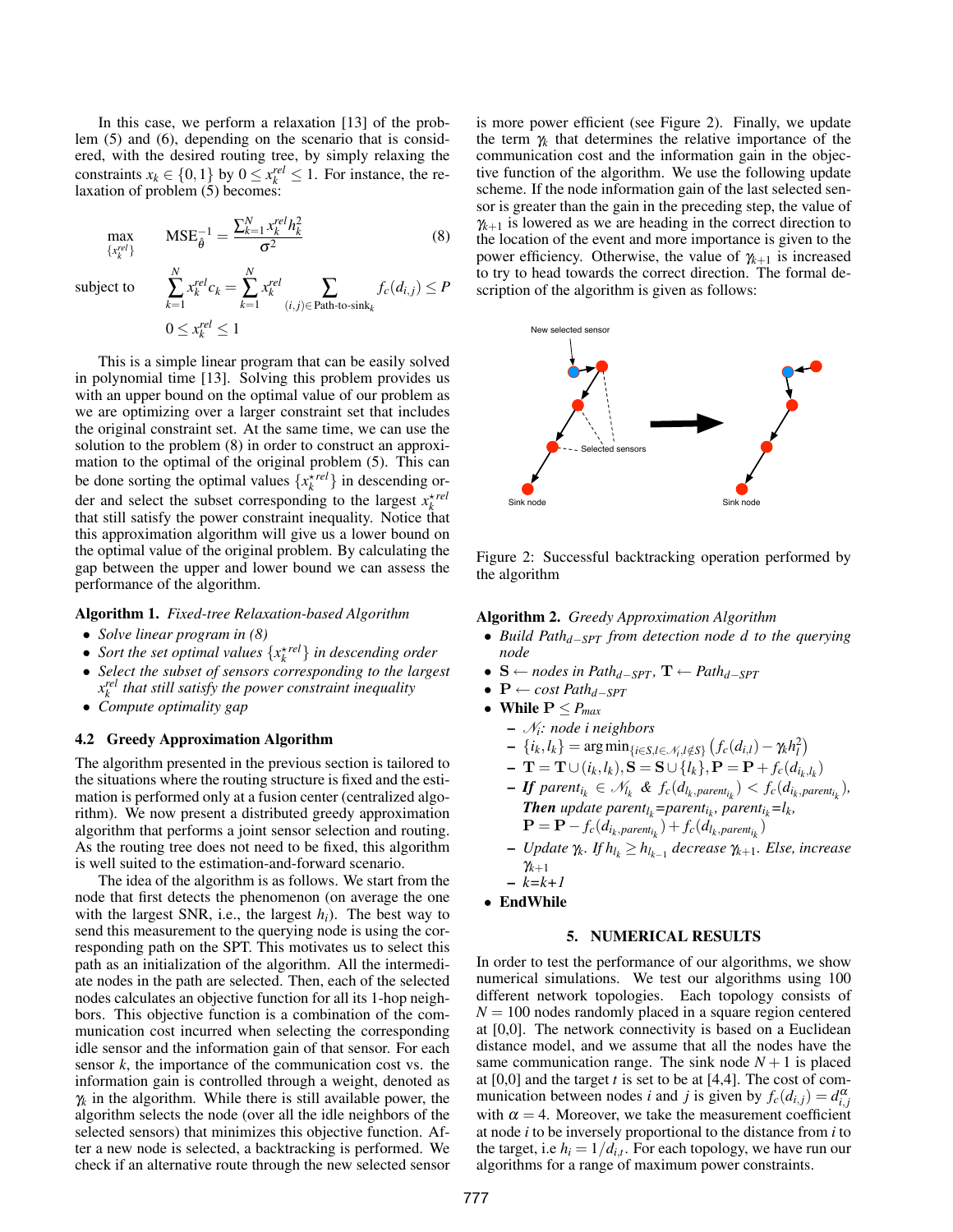In this case, we perform a relaxation [13] of the problem (5) and (6), depending on the scenario that is considered, with the desired routing tree, by simply relaxing the constraints $x_k \in \{0,1\}$ by $0 \leq x_k^{rel} \leq 1$. For instance, the relaxation of problem (5) becomes:

$$\max_{\{x_k^{rel}\}} \quad \mathrm{MSE}_{\hat{\theta}}^{-1} = \frac{\sum_{k=1}^{N} x_k^{rel} h_k^2}{\sigma^2} \tag{8}$$

$$\text{subject to} \quad \sum_{k=1}^{N} x_k^{rel} c_k = \sum_{k=1}^{N} x_k^{rel} \sum_{(i,j)\in \text{Path-to-sink}_k} f_c(d_{i,j}) \leq P$$

$$0 \leq x_k^{rel} \leq 1$$

This is a simple linear program that can be easily solved in polynomial time [13]. Solving this problem provides us with an upper bound on the optimal value of our problem as we are optimizing over a larger constraint set that includes the original constraint set. At the same time, we can use the solution to the problem (8) in order to construct an approximation to the optimal of the original problem (5). This can be done sorting the optimal values $\{x_k^{\star rel}\}$ in descending order and select the subset corresponding to the largest $x_k^{\star rel}$ that still satisfy the power constraint inequality. Notice that this approximation algorithm will give us a lower bound on the optimal value of the original problem. By calculating the gap between the upper and lower bound we can assess the performance of the algorithm.

**Algorithm 1.** *Fixed-tree Relaxation-based Algorithm*

- *Solve linear program in (8)*
- *Sort the set optimal values $\{x_k^{\star rel}\}$ in descending order*
- *Select the subset of sensors corresponding to the largest $x_k^{rel}$ that still satisfy the power constraint inequality*
- *Compute optimality gap*

### 4.2 Greedy Approximation Algorithm

The algorithm presented in the previous section is tailored to the situations where the routing structure is fixed and the estimation is performed only at a fusion center (centralized algorithm). We now present a distributed greedy approximation algorithm that performs a joint sensor selection and routing. As the routing tree does not need to be fixed, this algorithm is well suited to the estimation-and-forward scenario.

The idea of the algorithm is as follows. We start from the node that first detects the phenomenon (on average the one with the largest SNR, i.e., the largest $h_i$). The best way to send this measurement to the querying node is using the corresponding path on the SPT. This motivates us to select this path as an initialization of the algorithm. All the intermediate nodes in the path are selected. Then, each of the selected nodes calculates an objective function for all its 1-hop neighbors. This objective function is a combination of the communication cost incurred when selecting the corresponding idle sensor and the information gain of that sensor. For each sensor $k$, the importance of the communication cost vs. the information gain is controlled through a weight, denoted as $\gamma_k$ in the algorithm. While there is still available power, the algorithm selects the node (over all the idle neighbors of the selected sensors) that minimizes this objective function. After a new node is selected, a backtracking is performed. We check if an alternative route through the new selected sensor is more power efficient (see Figure 2). Finally, we update the term $\gamma_k$ that determines the relative importance of the communication cost and the information gain in the objective function of the algorithm. We use the following update scheme. If the node information gain of the last selected sensor is greater than the gain in the preceding step, the value of $\gamma_{k+1}$ is lowered as we are heading in the correct direction to the location of the event and more importance is given to the power efficiency. Otherwise, the value of $\gamma_{k+1}$ is increased to try to head towards the correct direction. The formal description of the algorithm is given as follows:

Figure 2: Successful backtracking operation performed by the algorithm

**Algorithm 2.** *Greedy Approximation Algorithm*

- *Build $\mathrm{Path}_{d-SPT}$ from detection node $d$ to the querying node*
- $\mathbf{S} \leftarrow$ *nodes in $\mathrm{Path}_{d-SPT}$*, $\mathbf{T} \leftarrow \mathrm{Path}_{d-SPT}$
- $\mathbf{P} \leftarrow$ *cost $\mathrm{Path}_{d-SPT}$*
- **While $\mathbf{P} \leq P_{max}$**
  - $\mathcal{N}_i$*: node i neighbors*
  - $\{i_k, l_k\} = \arg\min_{\{i\in S, l\in \mathcal{N}_i, l\notin S\}} \left(f_c(d_{i,l}) - \gamma_k h_l^2\right)$
  - $\mathbf{T} = \mathbf{T} \cup (i_k, l_k), \mathbf{S} = \mathbf{S} \cup \{l_k\}, \mathbf{P} = \mathbf{P} + f_c(d_{i_k,l_k})$
  - ***If*** $parent_{i_k} \in \mathcal{N}_{l_k}$ *&* $f_c(d_{l_k,parent_{i_k}}) < f_c(d_{i_k,parent_{i_k}})$, ***Then*** *update* $parent_{l_k}$*=*$parent_{i_k}$, $parent_{i_k}$*=*$l_k$, $\mathbf{P} = \mathbf{P} - f_c(d_{i_k,parent_{i_k}}) + f_c(d_{l_k,parent_{i_k}})$
  - *Update $\gamma_k$. If $h_{l_k} \geq h_{l_{k-1}}$ decrease $\gamma_{k+1}$. Else, increase $\gamma_{k+1}$*
  - *k=k+1*
- **EndWhile**

## 5. NUMERICAL RESULTS

In order to test the performance of our algorithms, we show numerical simulations. We test our algorithms using 100 different network topologies. Each topology consists of $N = 100$ nodes randomly placed in a square region centered at [0,0]. The network connectivity is based on a Euclidean distance model, and we assume that all the nodes have the same communication range. The sink node $N+1$ is placed at [0,0] and the target $t$ is set to be at [4,4]. The cost of communication between nodes $i$ and $j$ is given by $f_c(d_{i,j}) = d_{i,j}^{\alpha}$ with $\alpha = 4$. Moreover, we take the measurement coefficient at node $i$ to be inversely proportional to the distance from $i$ to the target, i.e $h_i = 1/d_{i,t}$. For each topology, we have run our algorithms for a range of maximum power constraints.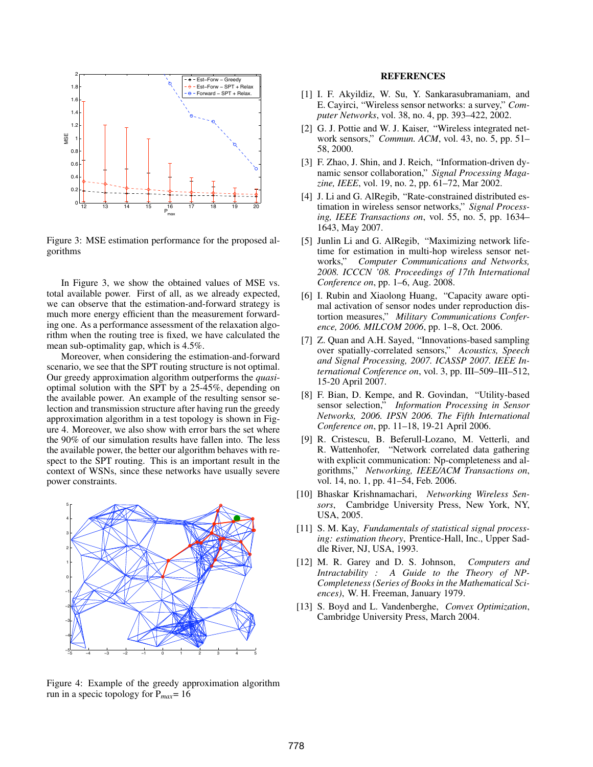2
1.8
1.6
1.4
1.2
MSE
1
0.8
0.6
0.4
0.2
0

12 13 14 15 16 17 18 19 20

$P_{max}$

Est–Forw – Greedy
Est–Forw – SPT + Relax
Forward – SPT + Relax.

Figure 3: MSE estimation performance for the proposed algorithms

In Figure 3, we show the obtained values of MSE vs. total available power. First of all, as we already expected, we can observe that the estimation-and-forward strategy is much more energy efficient than the measurement forwarding one. As a performance assessment of the relaxation algorithm when the routing tree is fixed, we have calculated the mean sub-optimality gap, which is 4.5%.

Moreover, when considering the estimation-and-forward scenario, we see that the SPT routing structure is not optimal. Our greedy approximation algorithm outperforms the *quasi*-optimal solution with the SPT by a 25-45%, depending on the available power. An example of the resulting sensor selection and transmission structure after having run the greedy approximation algorithm in a test topology is shown in Figure 4. Moreover, we also show with error bars the set where the 90% of our simulation results have fallen into. The less the available power, the better our algorithm behaves with respect to the SPT routing. This is an important result in the context of WSNs, since these networks have usually severe power constraints.

5
4
3
2
1
0
−1
−2
−3
−4
−5

−5 −4 −3 −2 −1 0 1 2 3 4 5

Figure 4: Example of the greedy approximation algorithm run in a specic topology for $P_{max}$= 16

## REFERENCES

[1] I. F. Akyildiz, W. Su, Y. Sankarasubramaniam, and E. Cayirci, "Wireless sensor networks: a survey," *Computer Networks*, vol. 38, no. 4, pp. 393–422, 2002.

[2] G. J. Pottie and W. J. Kaiser, "Wireless integrated network sensors," *Commun. ACM*, vol. 43, no. 5, pp. 51–58, 2000.

[3] F. Zhao, J. Shin, and J. Reich, "Information-driven dynamic sensor collaboration," *Signal Processing Magazine, IEEE*, vol. 19, no. 2, pp. 61–72, Mar 2002.

[4] J. Li and G. AlRegib, "Rate-constrained distributed estimation in wireless sensor networks," *Signal Processing, IEEE Transactions on*, vol. 55, no. 5, pp. 1634–1643, May 2007.

[5] Junlin Li and G. AlRegib, "Maximizing network lifetime for estimation in multi-hop wireless sensor networks," *Computer Communications and Networks, 2008. ICCCN '08. Proceedings of 17th International Conference on*, pp. 1–6, Aug. 2008.

[6] I. Rubin and Xiaolong Huang, "Capacity aware optimal activation of sensor nodes under reproduction distortion measures," *Military Communications Conference, 2006. MILCOM 2006*, pp. 1–8, Oct. 2006.

[7] Z. Quan and A.H. Sayed, "Innovations-based sampling over spatially-correlated sensors," *Acoustics, Speech and Signal Processing, 2007. ICASSP 2007. IEEE International Conference on*, vol. 3, pp. III–509–III–512, 15-20 April 2007.

[8] F. Bian, D. Kempe, and R. Govindan, "Utility-based sensor selection," *Information Processing in Sensor Networks, 2006. IPSN 2006. The Fifth International Conference on*, pp. 11–18, 19-21 April 2006.

[9] R. Cristescu, B. Beferull-Lozano, M. Vetterli, and R. Wattenhofer, "Network correlated data gathering with explicit communication: Np-completeness and algorithms," *Networking, IEEE/ACM Transactions on*, vol. 14, no. 1, pp. 41–54, Feb. 2006.

[10] Bhaskar Krishnamachari, *Networking Wireless Sensors*, Cambridge University Press, New York, NY, USA, 2005.

[11] S. M. Kay, *Fundamentals of statistical signal processing: estimation theory*, Prentice-Hall, Inc., Upper Saddle River, NJ, USA, 1993.

[12] M. R. Garey and D. S. Johnson, *Computers and Intractability : A Guide to the Theory of NP-Completeness (Series of Books in the Mathematical Sciences)*, W. H. Freeman, January 1979.

[13] S. Boyd and L. Vandenberghe, *Convex Optimization*, Cambridge University Press, March 2004.